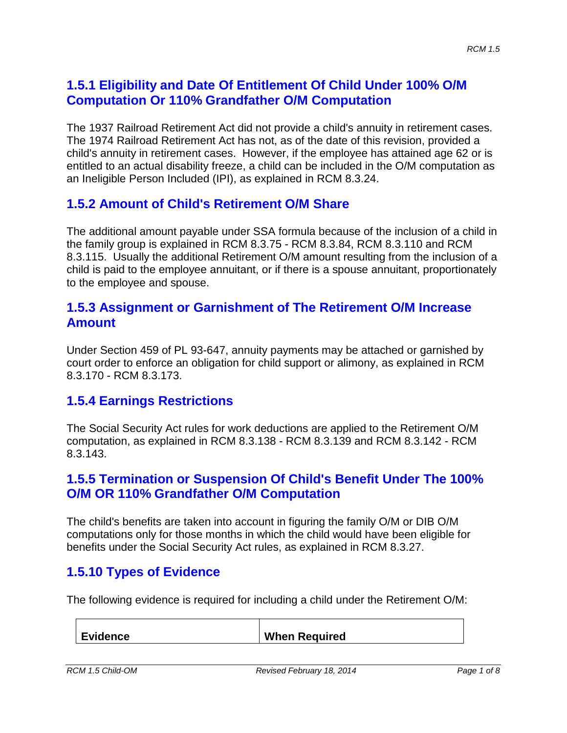## 1.5.1 Eligibility and Date Of Entitlement Of Child Under 100% O/M Computation Or 110% Grandfather O/M Computation

The 1937 Railroad Retirement Act did not provide a child's annuity in retirement cases. The 1974 Railroad Retirement Act has not, as of the date of this revision, provided a child's annuity in retirement cases. However, if the employee has attained age 62 or is entitled to an actual disability freeze, a child can be included in the O/M computation as an Ineligible Person Included (IPI), as explained in RCM 8.3.24.

## 1.5.2 Amount of Child's Retirement O/M Share

The additional amount payable under SSA formula because of the inclusion of a child in the family group is explained in RCM 8.3.75 - RCM 8.3.84, RCM 8.3.110 and RCM 8.3.115. Usually the additional Retirement O/M amount resulting from the inclusion of a child is paid to the employee annuitant, or if there is a spouse annuitant, proportionately to the employee and spouse.

## 1.5.3 Assignment or Garnishment of The Retirement O/M Increase Amount

Under Section 459 of PL 93-647, annuity payments may be attached or garnished by court order to enforce an obligation for child support or alimony, as explained in RCM 8.3.170 - RCM 8.3.173.

## 1.5.4 Earnings Restrictions

The Social Security Act rules for work deductions are applied to the Retirement O/M computation, as explained in RCM 8.3.138 - RCM 8.3.139 and RCM 8.3.142 - RCM 8.3.143.

## 1.5.5 Termination or Suspension Of Child's Benefit Under The 100% O/M OR 110% Grandfather O/M Computation

The child's benefits are taken into account in figuring the family O/M or DIB O/M computations only for those months in which the child would have been eligible for benefits under the Social Security Act rules, as explained in RCM 8.3.27.

## 1.5.10 Types of Evidence

The following evidence is required for including a child under the Retirement O/M:

| Evidence | When Required |
|---|---|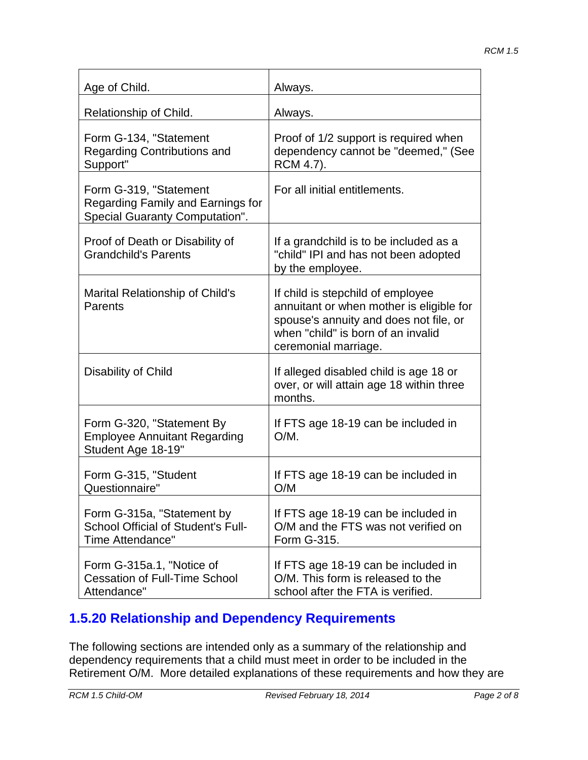| Age of Child. | Always. |
|---|---|
| Relationship of Child. | Always. |
| Form G-134, "Statement Regarding Contributions and Support" | Proof of 1/2 support is required when dependency cannot be "deemed," (See RCM 4.7). |
| Form G-319, "Statement Regarding Family and Earnings for Special Guaranty Computation". | For all initial entitlements. |
| Proof of Death or Disability of Grandchild's Parents | If a grandchild is to be included as a "child" IPI and has not been adopted by the employee. |
| Marital Relationship of Child's Parents | If child is stepchild of employee annuitant or when mother is eligible for spouse's annuity and does not file, or when "child" is born of an invalid ceremonial marriage. |
| Disability of Child | If alleged disabled child is age 18 or over, or will attain age 18 within three months. |
| Form G-320, "Statement By Employee Annuitant Regarding Student Age 18-19" | If FTS age 18-19 can be included in O/M. |
| Form G-315, "Student Questionnaire" | If FTS age 18-19 can be included in O/M |
| Form G-315a, "Statement by School Official of Student's Full-Time Attendance" | If FTS age 18-19 can be included in O/M and the FTS was not verified on Form G-315. |
| Form G-315a.1, "Notice of Cessation of Full-Time School Attendance" | If FTS age 18-19 can be included in O/M. This form is released to the school after the FTA is verified. |

## 1.5.20 Relationship and Dependency Requirements

The following sections are intended only as a summary of the relationship and dependency requirements that a child must meet in order to be included in the Retirement O/M. More detailed explanations of these requirements and how they are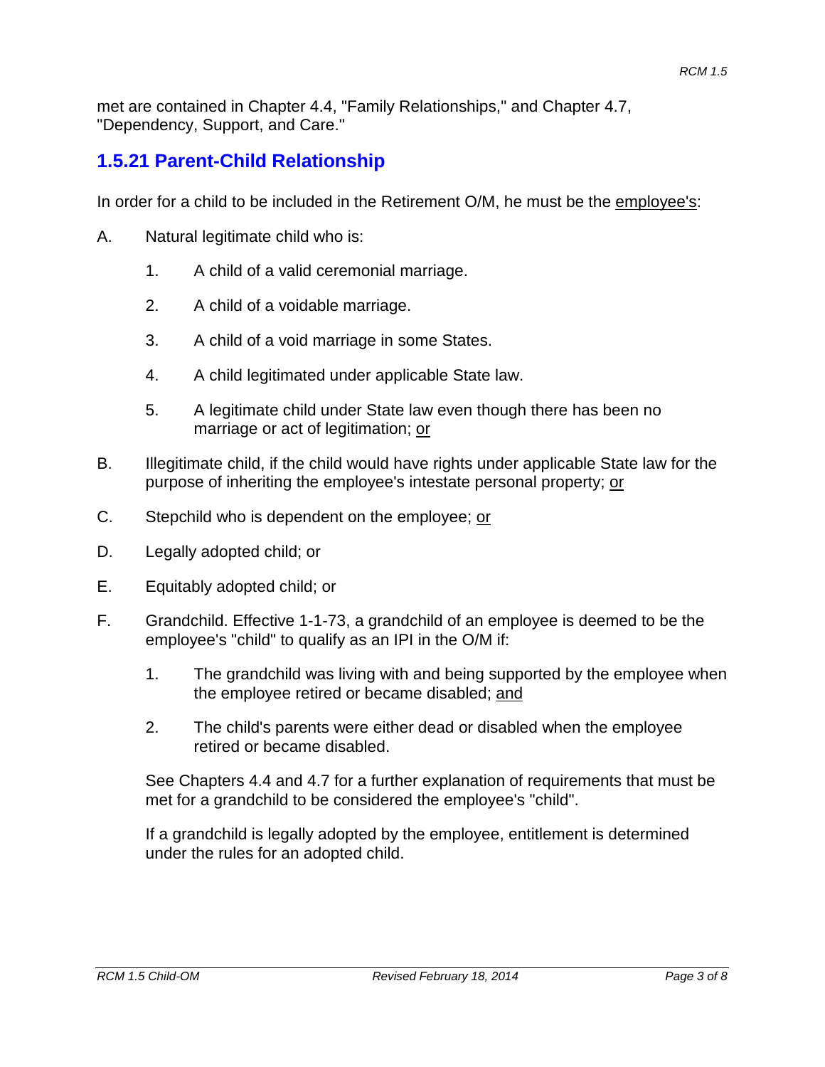met are contained in Chapter 4.4, "Family Relationships," and Chapter 4.7, "Dependency, Support, and Care."

## 1.5.21 Parent-Child Relationship

In order for a child to be included in the Retirement O/M, he must be the employee's:

A. Natural legitimate child who is:

   1. A child of a valid ceremonial marriage.

   2. A child of a voidable marriage.

   3. A child of a void marriage in some States.

   4. A child legitimated under applicable State law.

   5. A legitimate child under State law even though there has been no marriage or act of legitimation; or

B. Illegitimate child, if the child would have rights under applicable State law for the purpose of inheriting the employee's intestate personal property; or

C. Stepchild who is dependent on the employee; or

D. Legally adopted child; or

E. Equitably adopted child; or

F. Grandchild. Effective 1-1-73, a grandchild of an employee is deemed to be the employee's "child" to qualify as an IPI in the O/M if:

   1. The grandchild was living with and being supported by the employee when the employee retired or became disabled; and

   2. The child's parents were either dead or disabled when the employee retired or became disabled.

   See Chapters 4.4 and 4.7 for a further explanation of requirements that must be met for a grandchild to be considered the employee's "child".

   If a grandchild is legally adopted by the employee, entitlement is determined under the rules for an adopted child.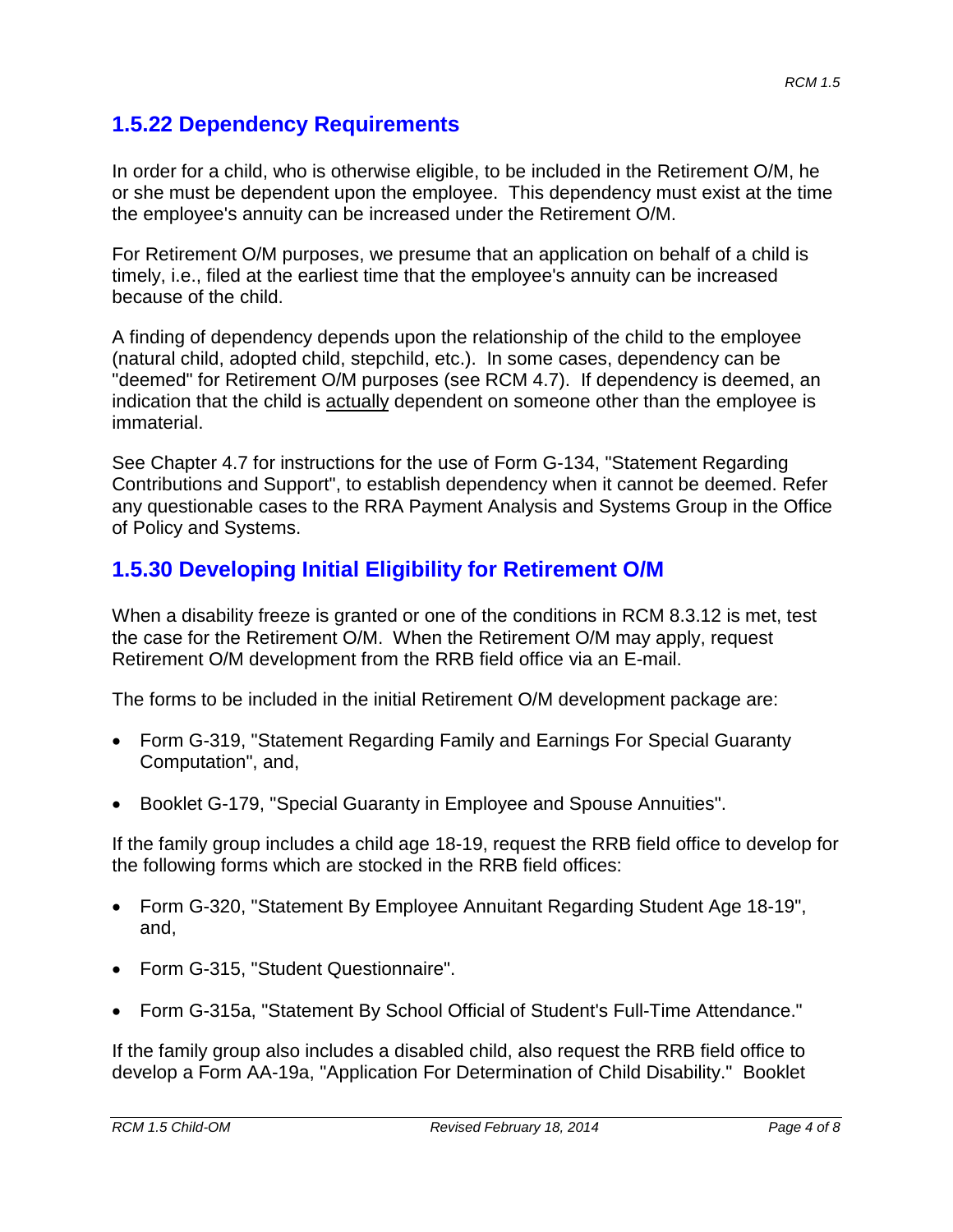## 1.5.22 Dependency Requirements

In order for a child, who is otherwise eligible, to be included in the Retirement O/M, he or she must be dependent upon the employee. This dependency must exist at the time the employee's annuity can be increased under the Retirement O/M.

For Retirement O/M purposes, we presume that an application on behalf of a child is timely, i.e., filed at the earliest time that the employee's annuity can be increased because of the child.

A finding of dependency depends upon the relationship of the child to the employee (natural child, adopted child, stepchild, etc.). In some cases, dependency can be "deemed" for Retirement O/M purposes (see RCM 4.7). If dependency is deemed, an indication that the child is <u>actually</u> dependent on someone other than the employee is immaterial.

See Chapter 4.7 for instructions for the use of Form G-134, "Statement Regarding Contributions and Support", to establish dependency when it cannot be deemed. Refer any questionable cases to the RRA Payment Analysis and Systems Group in the Office of Policy and Systems.

## 1.5.30 Developing Initial Eligibility for Retirement O/M

When a disability freeze is granted or one of the conditions in RCM 8.3.12 is met, test the case for the Retirement O/M. When the Retirement O/M may apply, request Retirement O/M development from the RRB field office via an E-mail.

The forms to be included in the initial Retirement O/M development package are:

- Form G-319, "Statement Regarding Family and Earnings For Special Guaranty Computation", and,
- Booklet G-179, "Special Guaranty in Employee and Spouse Annuities".

If the family group includes a child age 18-19, request the RRB field office to develop for the following forms which are stocked in the RRB field offices:

- Form G-320, "Statement By Employee Annuitant Regarding Student Age 18-19", and,
- Form G-315, "Student Questionnaire".
- Form G-315a, "Statement By School Official of Student's Full-Time Attendance."

If the family group also includes a disabled child, also request the RRB field office to develop a Form AA-19a, "Application For Determination of Child Disability." Booklet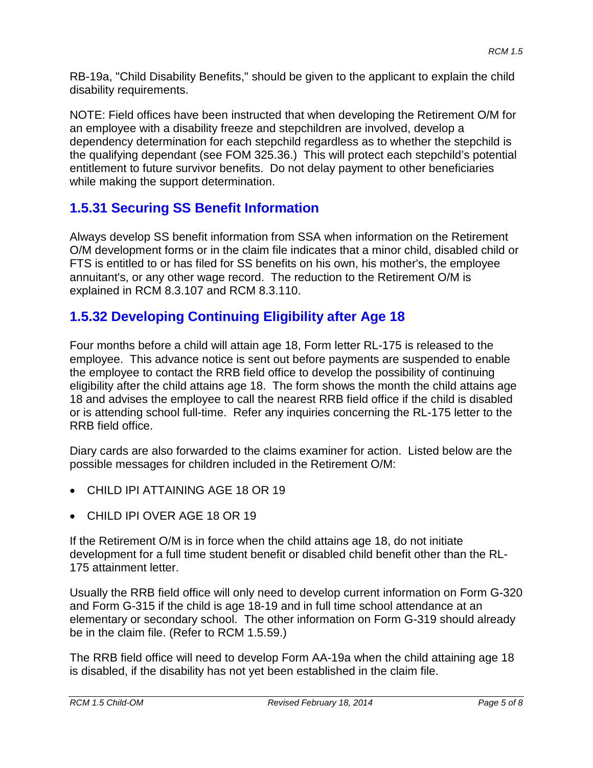RB-19a, "Child Disability Benefits," should be given to the applicant to explain the child disability requirements.

NOTE: Field offices have been instructed that when developing the Retirement O/M for an employee with a disability freeze and stepchildren are involved, develop a dependency determination for each stepchild regardless as to whether the stepchild is the qualifying dependant (see FOM 325.36.) This will protect each stepchild's potential entitlement to future survivor benefits. Do not delay payment to other beneficiaries while making the support determination.

## 1.5.31 Securing SS Benefit Information

Always develop SS benefit information from SSA when information on the Retirement O/M development forms or in the claim file indicates that a minor child, disabled child or FTS is entitled to or has filed for SS benefits on his own, his mother's, the employee annuitant's, or any other wage record. The reduction to the Retirement O/M is explained in RCM 8.3.107 and RCM 8.3.110.

## 1.5.32 Developing Continuing Eligibility after Age 18

Four months before a child will attain age 18, Form letter RL-175 is released to the employee. This advance notice is sent out before payments are suspended to enable the employee to contact the RRB field office to develop the possibility of continuing eligibility after the child attains age 18. The form shows the month the child attains age 18 and advises the employee to call the nearest RRB field office if the child is disabled or is attending school full-time. Refer any inquiries concerning the RL-175 letter to the RRB field office.

Diary cards are also forwarded to the claims examiner for action. Listed below are the possible messages for children included in the Retirement O/M:

- CHILD IPI ATTAINING AGE 18 OR 19
- CHILD IPI OVER AGE 18 OR 19

If the Retirement O/M is in force when the child attains age 18, do not initiate development for a full time student benefit or disabled child benefit other than the RL-175 attainment letter.

Usually the RRB field office will only need to develop current information on Form G-320 and Form G-315 if the child is age 18-19 and in full time school attendance at an elementary or secondary school. The other information on Form G-319 should already be in the claim file. (Refer to RCM 1.5.59.)

The RRB field office will need to develop Form AA-19a when the child attaining age 18 is disabled, if the disability has not yet been established in the claim file.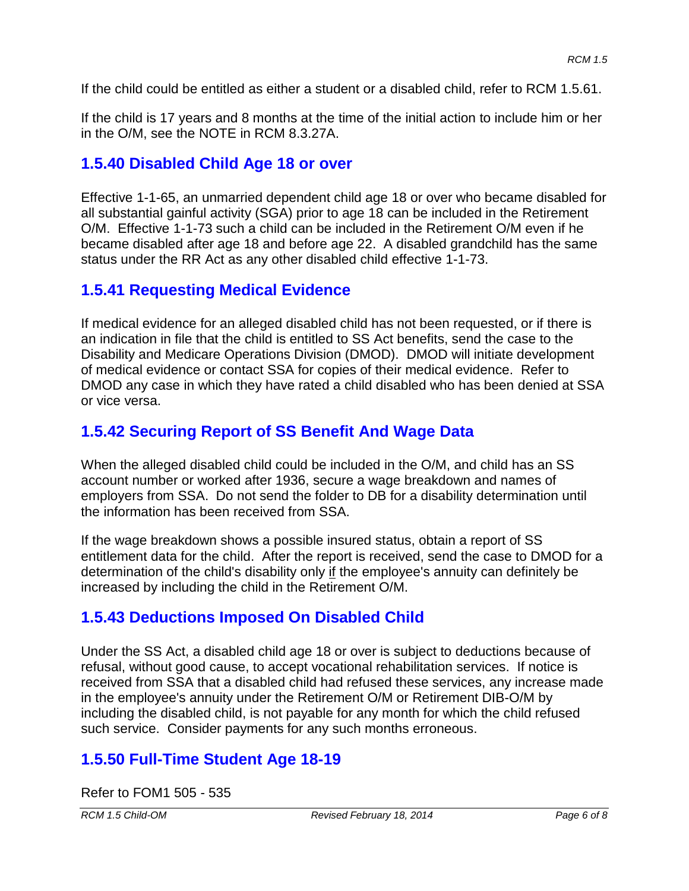If the child could be entitled as either a student or a disabled child, refer to RCM 1.5.61.

If the child is 17 years and 8 months at the time of the initial action to include him or her in the O/M, see the NOTE in RCM 8.3.27A.

## 1.5.40 Disabled Child Age 18 or over

Effective 1-1-65, an unmarried dependent child age 18 or over who became disabled for all substantial gainful activity (SGA) prior to age 18 can be included in the Retirement O/M. Effective 1-1-73 such a child can be included in the Retirement O/M even if he became disabled after age 18 and before age 22. A disabled grandchild has the same status under the RR Act as any other disabled child effective 1-1-73.

## 1.5.41 Requesting Medical Evidence

If medical evidence for an alleged disabled child has not been requested, or if there is an indication in file that the child is entitled to SS Act benefits, send the case to the Disability and Medicare Operations Division (DMOD). DMOD will initiate development of medical evidence or contact SSA for copies of their medical evidence. Refer to DMOD any case in which they have rated a child disabled who has been denied at SSA or vice versa.

## 1.5.42 Securing Report of SS Benefit And Wage Data

When the alleged disabled child could be included in the O/M, and child has an SS account number or worked after 1936, secure a wage breakdown and names of employers from SSA. Do not send the folder to DB for a disability determination until the information has been received from SSA.

If the wage breakdown shows a possible insured status, obtain a report of SS entitlement data for the child. After the report is received, send the case to DMOD for a determination of the child's disability only <u>if</u> the employee's annuity can definitely be increased by including the child in the Retirement O/M.

## 1.5.43 Deductions Imposed On Disabled Child

Under the SS Act, a disabled child age 18 or over is subject to deductions because of refusal, without good cause, to accept vocational rehabilitation services. If notice is received from SSA that a disabled child had refused these services, any increase made in the employee's annuity under the Retirement O/M or Retirement DIB-O/M by including the disabled child, is not payable for any month for which the child refused such service. Consider payments for any such months erroneous.

## 1.5.50 Full-Time Student Age 18-19

Refer to FOM1 505 - 535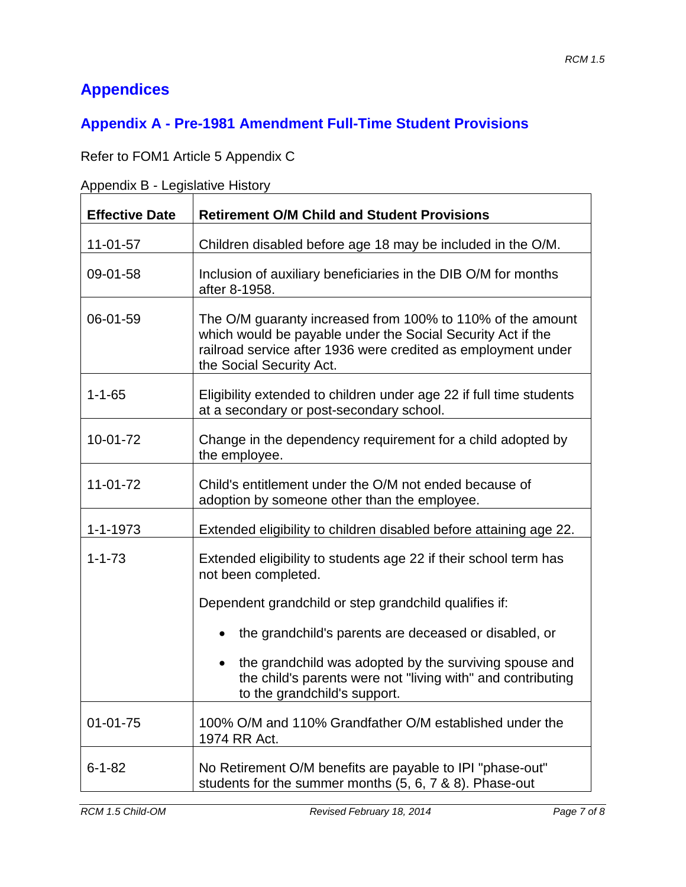# Appendices

## Appendix A - Pre-1981 Amendment Full-Time Student Provisions

Refer to FOM1 Article 5 Appendix C

Appendix B - Legislative History

| Effective Date | Retirement O/M Child and Student Provisions |
|---|---|
| 11-01-57 | Children disabled before age 18 may be included in the O/M. |
| 09-01-58 | Inclusion of auxiliary beneficiaries in the DIB O/M for months after 8-1958. |
| 06-01-59 | The O/M guaranty increased from 100% to 110% of the amount which would be payable under the Social Security Act if the railroad service after 1936 were credited as employment under the Social Security Act. |
| 1-1-65 | Eligibility extended to children under age 22 if full time students at a secondary or post-secondary school. |
| 10-01-72 | Change in the dependency requirement for a child adopted by the employee. |
| 11-01-72 | Child's entitlement under the O/M not ended because of adoption by someone other than the employee. |
| 1-1-1973 | Extended eligibility to children disabled before attaining age 22. |
| 1-1-73 | Extended eligibility to students age 22 if their school term has not been completed.<br><br>Dependent grandchild or step grandchild qualifies if:<br><br>• the grandchild's parents are deceased or disabled, or<br><br>• the grandchild was adopted by the surviving spouse and the child's parents were not "living with" and contributing to the grandchild's support. |
| 01-01-75 | 100% O/M and 110% Grandfather O/M established under the 1974 RR Act. |
| 6-1-82 | No Retirement O/M benefits are payable to IPI "phase-out" students for the summer months (5, 6, 7 & 8). Phase-out |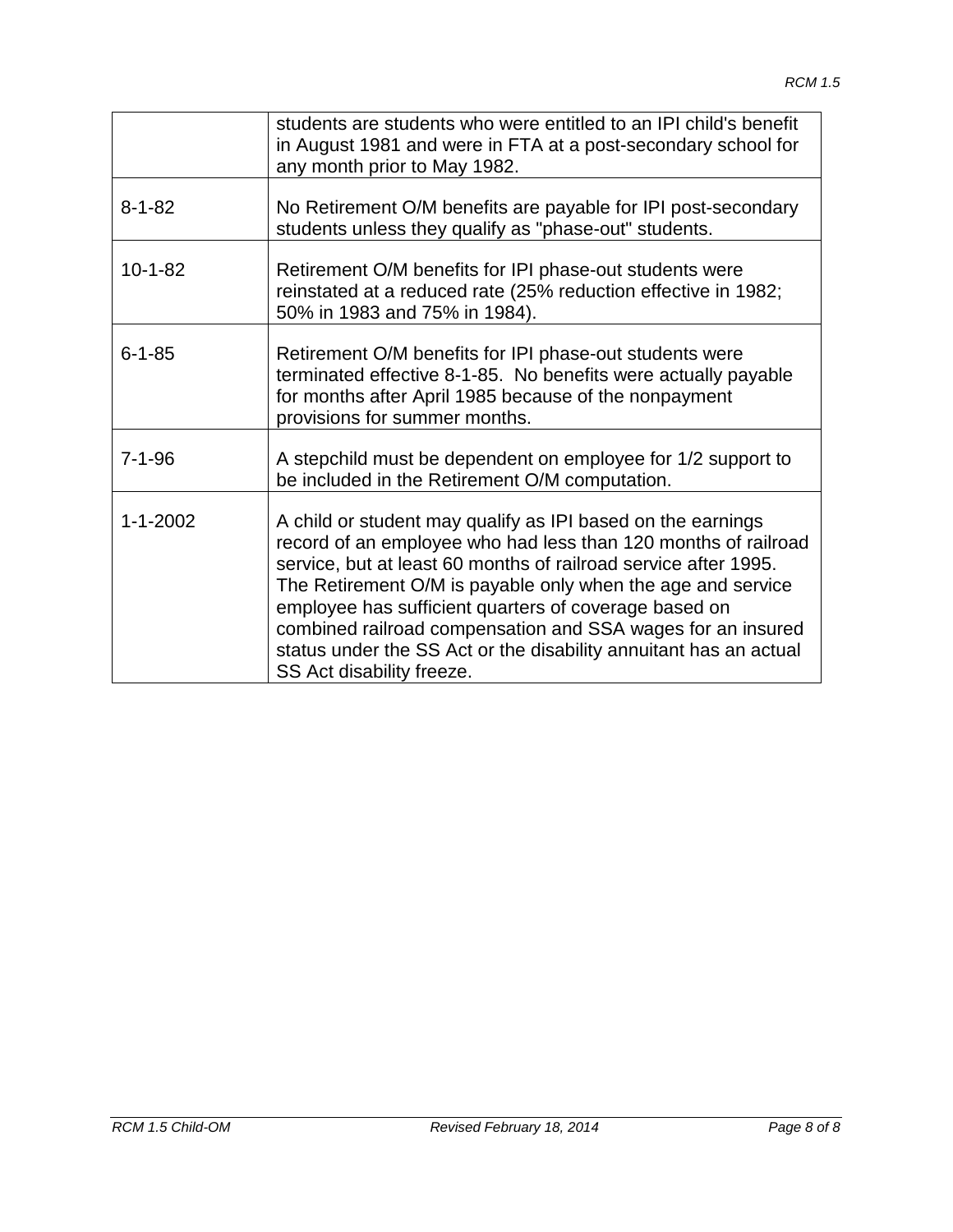| | |
|---|---|
| | students are students who were entitled to an IPI child's benefit in August 1981 and were in FTA at a post-secondary school for any month prior to May 1982. |
| 8-1-82 | No Retirement O/M benefits are payable for IPI post-secondary students unless they qualify as "phase-out" students. |
| 10-1-82 | Retirement O/M benefits for IPI phase-out students were reinstated at a reduced rate (25% reduction effective in 1982; 50% in 1983 and 75% in 1984). |
| 6-1-85 | Retirement O/M benefits for IPI phase-out students were terminated effective 8-1-85. No benefits were actually payable for months after April 1985 because of the nonpayment provisions for summer months. |
| 7-1-96 | A stepchild must be dependent on employee for 1/2 support to be included in the Retirement O/M computation. |
| 1-1-2002 | A child or student may qualify as IPI based on the earnings record of an employee who had less than 120 months of railroad service, but at least 60 months of railroad service after 1995. The Retirement O/M is payable only when the age and service employee has sufficient quarters of coverage based on combined railroad compensation and SSA wages for an insured status under the SS Act or the disability annuitant has an actual SS Act disability freeze. |